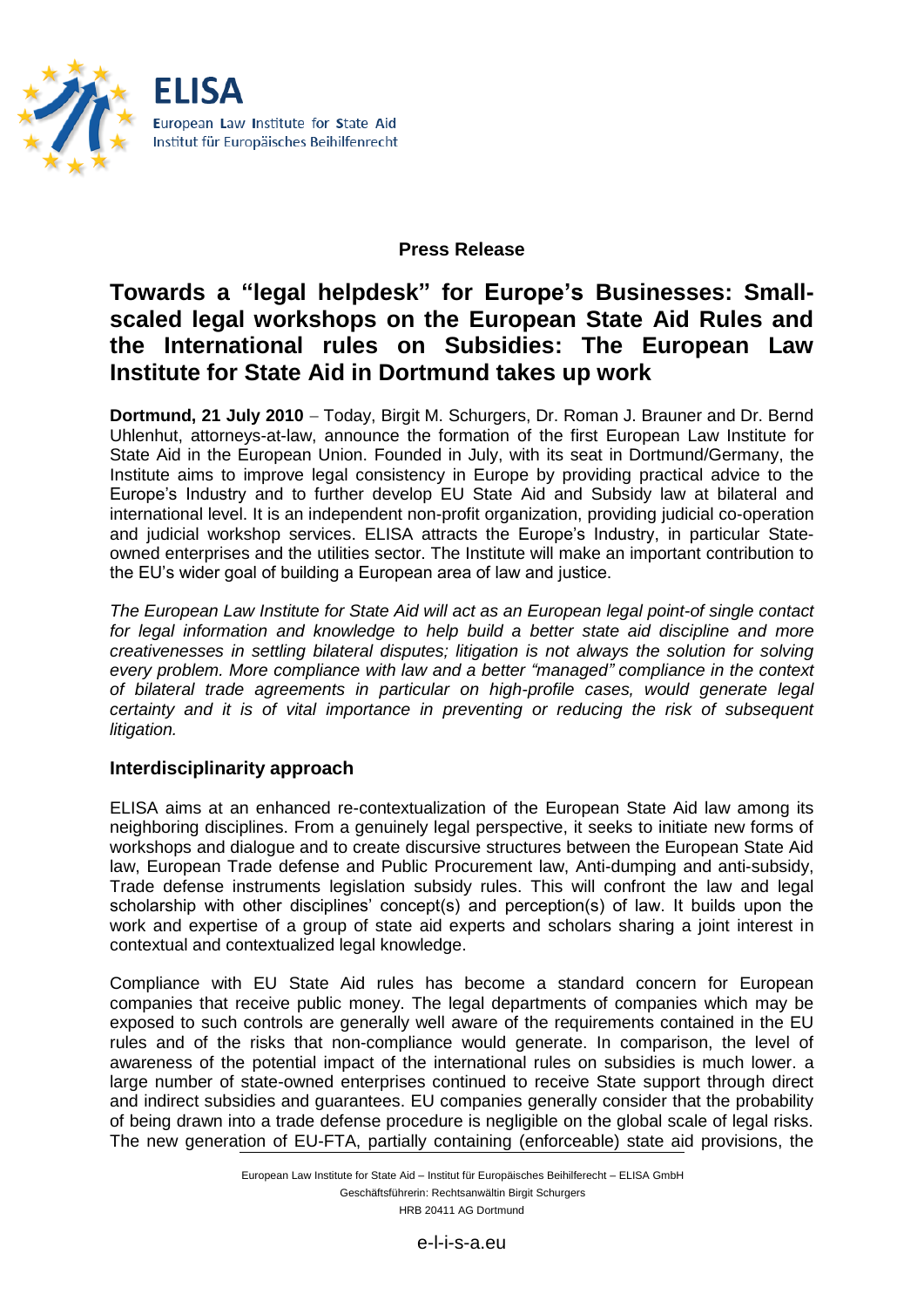ELISA

European Law Institute for State Aid
Institut für Europäisches Beihilfenrecht

**Press Release**

# Towards a "legal helpdesk" for Europe's Businesses: Small-scaled legal workshops on the European State Aid Rules and the International rules on Subsidies: The European Law Institute for State Aid in Dortmund takes up work

**Dortmund, 21 July 2010** – Today, Birgit M. Schurgers, Dr. Roman J. Brauner and Dr. Bernd Uhlenhut, attorneys-at-law, announce the formation of the first European Law Institute for State Aid in the European Union. Founded in July, with its seat in Dortmund/Germany, the Institute aims to improve legal consistency in Europe by providing practical advice to the Europe's Industry and to further develop EU State Aid and Subsidy law at bilateral and international level. It is an independent non-profit organization, providing judicial co-operation and judicial workshop services. ELISA attracts the Europe's Industry, in particular State-owned enterprises and the utilities sector. The Institute will make an important contribution to the EU's wider goal of building a European area of law and justice.

*The European Law Institute for State Aid will act as an European legal point-of single contact for legal information and knowledge to help build a better state aid discipline and more creativenesses in settling bilateral disputes; litigation is not always the solution for solving every problem. More compliance with law and a better "managed" compliance in the context of bilateral trade agreements in particular on high-profile cases, would generate legal certainty and it is of vital importance in preventing or reducing the risk of subsequent litigation.*

## Interdisciplinarity approach

ELISA aims at an enhanced re-contextualization of the European State Aid law among its neighboring disciplines. From a genuinely legal perspective, it seeks to initiate new forms of workshops and dialogue and to create discursive structures between the European State Aid law, European Trade defense and Public Procurement law, Anti-dumping and anti-subsidy, Trade defense instruments legislation subsidy rules. This will confront the law and legal scholarship with other disciplines' concept(s) and perception(s) of law. It builds upon the work and expertise of a group of state aid experts and scholars sharing a joint interest in contextual and contextualized legal knowledge.

Compliance with EU State Aid rules has become a standard concern for European companies that receive public money. The legal departments of companies which may be exposed to such controls are generally well aware of the requirements contained in the EU rules and of the risks that non-compliance would generate. In comparison, the level of awareness of the potential impact of the international rules on subsidies is much lower. a large number of state-owned enterprises continued to receive State support through direct and indirect subsidies and guarantees. EU companies generally consider that the probability of being drawn into a trade defense procedure is negligible on the global scale of legal risks. The new generation of EU-FTA, partially containing (enforceable) state aid provisions, the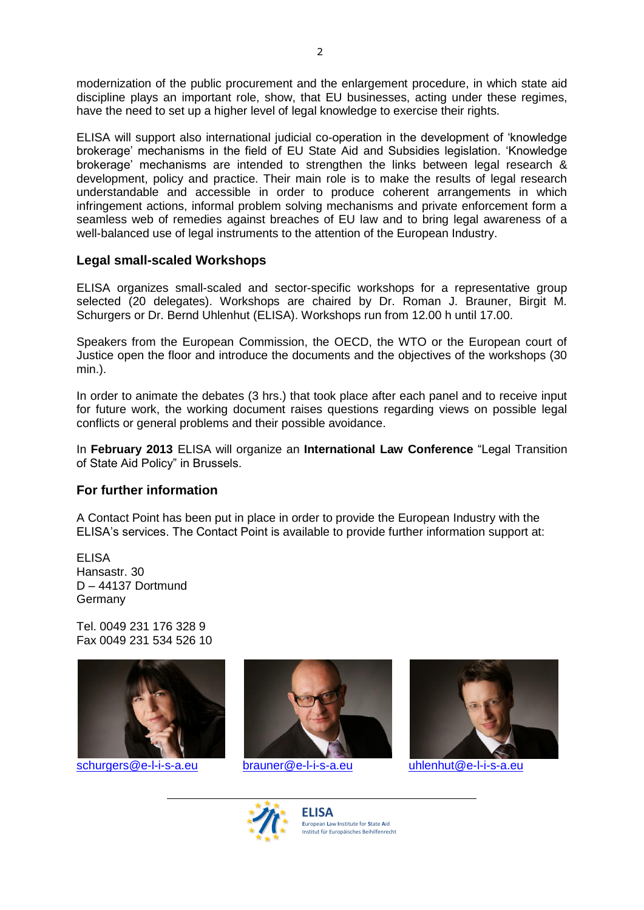modernization of the public procurement and the enlargement procedure, in which state aid discipline plays an important role, show, that EU businesses, acting under these regimes, have the need to set up a higher level of legal knowledge to exercise their rights.

ELISA will support also international judicial co-operation in the development of 'knowledge brokerage' mechanisms in the field of EU State Aid and Subsidies legislation. 'Knowledge brokerage' mechanisms are intended to strengthen the links between legal research & development, policy and practice. Their main role is to make the results of legal research understandable and accessible in order to produce coherent arrangements in which infringement actions, informal problem solving mechanisms and private enforcement form a seamless web of remedies against breaches of EU law and to bring legal awareness of a well-balanced use of legal instruments to the attention of the European Industry.

## Legal small-scaled Workshops

ELISA organizes small-scaled and sector-specific workshops for a representative group selected (20 delegates). Workshops are chaired by Dr. Roman J. Brauner, Birgit M. Schurgers or Dr. Bernd Uhlenhut (ELISA). Workshops run from 12.00 h until 17.00.

Speakers from the European Commission, the OECD, the WTO or the European court of Justice open the floor and introduce the documents and the objectives of the workshops (30 min.).

In order to animate the debates (3 hrs.) that took place after each panel and to receive input for future work, the working document raises questions regarding views on possible legal conflicts or general problems and their possible avoidance.

In **February 2013** ELISA will organize an **International Law Conference** "Legal Transition of State Aid Policy" in Brussels.

## For further information

A Contact Point has been put in place in order to provide the European Industry with the ELISA's services. The Contact Point is available to provide further information support at:

ELISA
Hansastr. 30
D – 44137 Dortmund
Germany

Tel. 0049 231 176 328 9
Fax 0049 231 534 526 10

schurgers@e-l-i-s-a.eu brauner@e-l-i-s-a.eu uhlenhut@e-l-i-s-a.eu

ELISA
European Law Institute for State Aid
Institut für Europäisches Beihilfenrecht